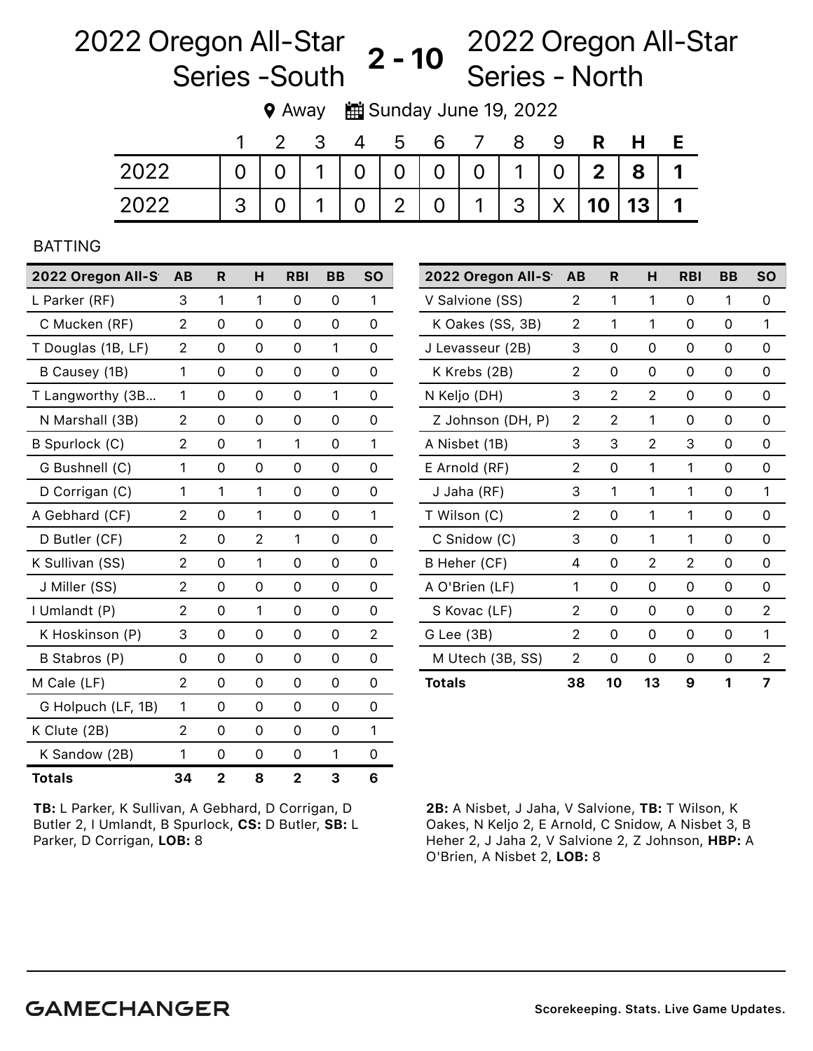# 2022 Oregon All-Star Series -South **2 - 10** 2022 Oregon All-Star Series - North

Away | Sunday June 19, 2022

| | 1 | 2 | 3 | 4 | 5 | 6 | 7 | 8 | 9 | **R** | **H** | **E** |
|---|---|---|---|---|---|---|---|---|---|---|---|---|
| 2022 | 0 | 0 | 1 | 0 | 0 | 0 | 0 | 1 | 0 | **2** | **8** | **1** |
| 2022 | 3 | 0 | 1 | 0 | 2 | 0 | 1 | 3 | X | **10** | **13** | **1** |

BATTING

| 2022 Oregon All-S | AB | R | H | RBI | BB | SO |
|---|---|---|---|---|---|---|
| L Parker (RF) | 3 | 1 | 1 | 0 | 0 | 1 |
| C Mucken (RF) | 2 | 0 | 0 | 0 | 0 | 0 |
| T Douglas (1B, LF) | 2 | 0 | 0 | 0 | 1 | 0 |
| B Causey (1B) | 1 | 0 | 0 | 0 | 0 | 0 |
| T Langworthy (3B… | 1 | 0 | 0 | 0 | 1 | 0 |
| N Marshall (3B) | 2 | 0 | 0 | 0 | 0 | 0 |
| B Spurlock (C) | 2 | 0 | 1 | 1 | 0 | 1 |
| G Bushnell (C) | 1 | 0 | 0 | 0 | 0 | 0 |
| D Corrigan (C) | 1 | 1 | 1 | 0 | 0 | 0 |
| A Gebhard (CF) | 2 | 0 | 1 | 0 | 0 | 1 |
| D Butler (CF) | 2 | 0 | 2 | 1 | 0 | 0 |
| K Sullivan (SS) | 2 | 0 | 1 | 0 | 0 | 0 |
| J Miller (SS) | 2 | 0 | 0 | 0 | 0 | 0 |
| I Umlandt (P) | 2 | 0 | 1 | 0 | 0 | 0 |
| K Hoskinson (P) | 3 | 0 | 0 | 0 | 0 | 2 |
| B Stabros (P) | 0 | 0 | 0 | 0 | 0 | 0 |
| M Cale (LF) | 2 | 0 | 0 | 0 | 0 | 0 |
| G Holpuch (LF, 1B) | 1 | 0 | 0 | 0 | 0 | 0 |
| K Clute (2B) | 2 | 0 | 0 | 0 | 0 | 1 |
| K Sandow (2B) | 1 | 0 | 0 | 0 | 1 | 0 |
| **Totals** | **34** | **2** | **8** | **2** | **3** | **6** |

**TB:** L Parker, K Sullivan, A Gebhard, D Corrigan, D Butler 2, I Umlandt, B Spurlock, **CS:** D Butler, **SB:** L Parker, D Corrigan, **LOB:** 8

| 2022 Oregon All-S | AB | R | H | RBI | BB | SO |
|---|---|---|---|---|---|---|
| V Salvione (SS) | 2 | 1 | 1 | 0 | 1 | 0 |
| K Oakes (SS, 3B) | 2 | 1 | 1 | 0 | 0 | 1 |
| J Levasseur (2B) | 3 | 0 | 0 | 0 | 0 | 0 |
| K Krebs (2B) | 2 | 0 | 0 | 0 | 0 | 0 |
| N Keljo (DH) | 3 | 2 | 2 | 0 | 0 | 0 |
| Z Johnson (DH, P) | 2 | 2 | 1 | 0 | 0 | 0 |
| A Nisbet (1B) | 3 | 3 | 2 | 3 | 0 | 0 |
| E Arnold (RF) | 2 | 0 | 1 | 1 | 0 | 0 |
| J Jaha (RF) | 3 | 1 | 1 | 1 | 0 | 1 |
| T Wilson (C) | 2 | 0 | 1 | 1 | 0 | 0 |
| C Snidow (C) | 3 | 0 | 1 | 1 | 0 | 0 |
| B Heher (CF) | 4 | 0 | 2 | 2 | 0 | 0 |
| A O'Brien (LF) | 1 | 0 | 0 | 0 | 0 | 0 |
| S Kovac (LF) | 2 | 0 | 0 | 0 | 0 | 2 |
| G Lee (3B) | 2 | 0 | 0 | 0 | 0 | 1 |
| M Utech (3B, SS) | 2 | 0 | 0 | 0 | 0 | 2 |
| **Totals** | **38** | **10** | **13** | **9** | **1** | **7** |

**2B:** A Nisbet, J Jaha, V Salvione, **TB:** T Wilson, K Oakes, N Keljo 2, E Arnold, C Snidow, A Nisbet 3, B Heher 2, J Jaha 2, V Salvione 2, Z Johnson, **HBP:** A O'Brien, A Nisbet 2, **LOB:** 8

**GAMECHANGER** Scorekeeping. Stats. Live Game Updates.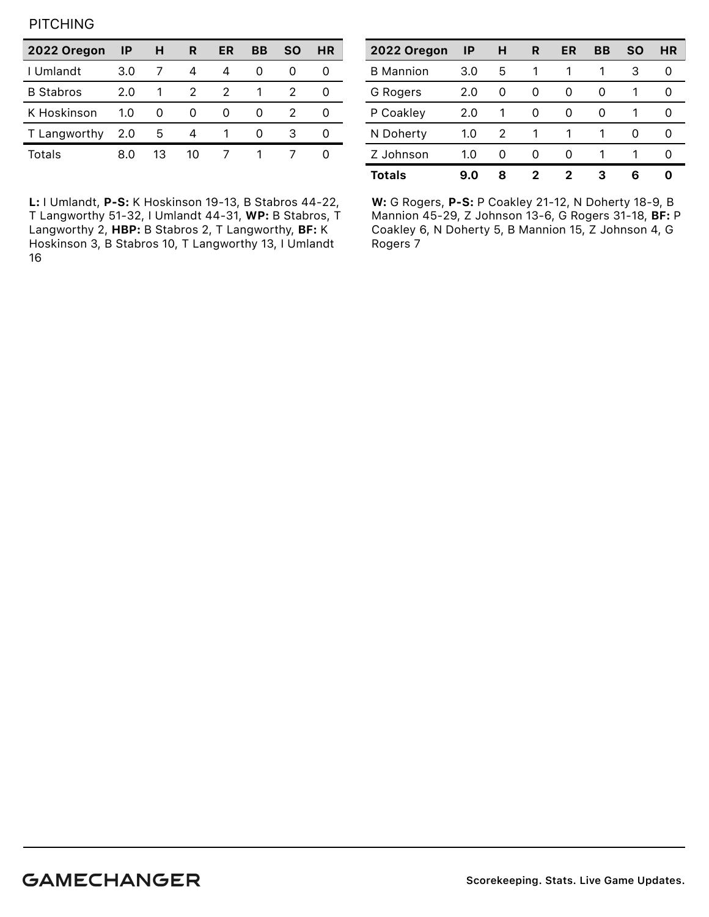PITCHING

| 2022 Oregon | IP | H | R | ER | BB | SO | HR |
|---|---|---|---|---|---|---|---|
| I Umlandt | 3.0 | 7 | 4 | 4 | 0 | 0 | 0 |
| B Stabros | 2.0 | 1 | 2 | 2 | 1 | 2 | 0 |
| K Hoskinson | 1.0 | 0 | 0 | 0 | 0 | 2 | 0 |
| T Langworthy | 2.0 | 5 | 4 | 1 | 0 | 3 | 0 |
| Totals | 8.0 | 13 | 10 | 7 | 1 | 7 | 0 |

**L:** I Umlandt, **P-S:** K Hoskinson 19-13, B Stabros 44-22, T Langworthy 51-32, I Umlandt 44-31, **WP:** B Stabros, T Langworthy 2, **HBP:** B Stabros 2, T Langworthy, **BF:** K Hoskinson 3, B Stabros 10, T Langworthy 13, I Umlandt 16

| 2022 Oregon | IP | H | R | ER | BB | SO | HR |
|---|---|---|---|---|---|---|---|
| B Mannion | 3.0 | 5 | 1 | 1 | 1 | 3 | 0 |
| G Rogers | 2.0 | 0 | 0 | 0 | 0 | 1 | 0 |
| P Coakley | 2.0 | 1 | 0 | 0 | 0 | 1 | 0 |
| N Doherty | 1.0 | 2 | 1 | 1 | 1 | 0 | 0 |
| Z Johnson | 1.0 | 0 | 0 | 0 | 1 | 1 | 0 |
| **Totals** | **9.0** | **8** | **2** | **2** | **3** | **6** | **0** |

**W:** G Rogers, **P-S:** P Coakley 21-12, N Doherty 18-9, B Mannion 45-29, Z Johnson 13-6, G Rogers 31-18, **BF:** P Coakley 6, N Doherty 5, B Mannion 15, Z Johnson 4, G Rogers 7